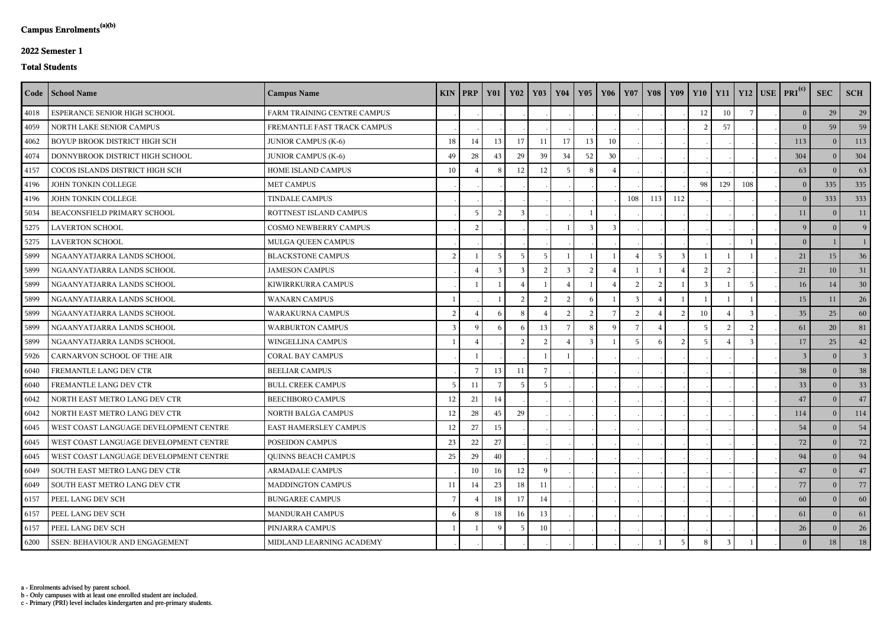## Campus Enrolments[(a)(b)]

### 2022 Semester 1

### Total Students

| Code | School Name | Campus Name | KIN | PRP | Y01 | Y02 | Y03 | Y04 | Y05 | Y06 | Y07 | Y08 | Y09 | Y10 | Y11 | Y12 | USE | PRI[(c)] | SEC | SCH |
|---|---|---|---|---|---|---|---|---|---|---|---|---|---|---|---|---|---|---|---|---|
| 4018 | ESPERANCE SENIOR HIGH SCHOOL | FARM TRAINING CENTRE CAMPUS | . | . | . | . | . | . | . | . | . | . | . | 12 | 10 | 7 | . | 0 | 29 | 29 |
| 4059 | NORTH LAKE SENIOR CAMPUS | FREMANTLE FAST TRACK CAMPUS | . | . | . | . | . | . | . | . | . | . | . | 2 | 57 | . | . | 0 | 59 | 59 |
| 4062 | BOYUP BROOK DISTRICT HIGH SCH | JUNIOR CAMPUS (K-6) | 18 | 14 | 13 | 17 | 11 | 17 | 13 | 10 | . | . | . | . | . | . | . | 113 | 0 | 113 |
| 4074 | DONNYBROOK DISTRICT HIGH SCHOOL | JUNIOR CAMPUS (K-6) | 49 | 28 | 43 | 29 | 39 | 34 | 52 | 30 | . | . | . | . | . | . | . | 304 | 0 | 304 |
| 4157 | COCOS ISLANDS DISTRICT HIGH SCH | HOME ISLAND CAMPUS | 10 | 4 | 8 | 12 | 12 | 5 | 8 | 4 | . | . | . | . | . | . | . | 63 | 0 | 63 |
| 4196 | JOHN TONKIN COLLEGE | MET CAMPUS | . | . | . | . | . | . | . | . | . | . | . | 98 | 129 | 108 | . | 0 | 335 | 335 |
| 4196 | JOHN TONKIN COLLEGE | TINDALE CAMPUS | . | . | . | . | . | . | . | . | 108 | 113 | 112 | . | . | . | . | 0 | 333 | 333 |
| 5034 | BEACONSFIELD PRIMARY SCHOOL | ROTTNEST ISLAND CAMPUS | . | 5 | 2 | 3 | . | . | 1 | . | . | . | . | . | . | . | . | 11 | 0 | 11 |
| 5275 | LAVERTON SCHOOL | COSMO NEWBERRY CAMPUS | . | 2 | . | . | . | 1 | 3 | 3 | . | . | . | . | . | . | . | 9 | 0 | 9 |
| 5275 | LAVERTON SCHOOL | MULGA QUEEN CAMPUS | . | . | . | . | . | . | . | . | . | . | . | . | . | 1 | . | 0 | 1 | 1 |
| 5899 | NGAANYATJARRA LANDS SCHOOL | BLACKSTONE CAMPUS | 2 | 1 | 5 | 5 | 5 | 1 | 1 | 1 | 4 | 5 | 3 | 1 | 1 | 1 | . | 21 | 15 | 36 |
| 5899 | NGAANYATJARRA LANDS SCHOOL | JAMESON CAMPUS | . | 4 | 3 | 3 | 2 | 3 | 2 | 4 | 1 | 1 | 4 | 2 | 2 | . | . | 21 | 10 | 31 |
| 5899 | NGAANYATJARRA LANDS SCHOOL | KIWIRRKURRA CAMPUS | . | 1 | 1 | 4 | 1 | 4 | 1 | 4 | 2 | 2 | 1 | 3 | 1 | 5 | . | 16 | 14 | 30 |
| 5899 | NGAANYATJARRA LANDS SCHOOL | WANARN CAMPUS | 1 | . | 1 | 2 | 2 | 2 | 6 | 1 | 3 | 4 | 1 | 1 | 1 | 1 | . | 15 | 11 | 26 |
| 5899 | NGAANYATJARRA LANDS SCHOOL | WARAKURNA CAMPUS | 2 | 4 | 6 | 8 | 4 | 2 | 2 | 7 | 2 | 4 | 2 | 10 | 4 | 3 | . | 35 | 25 | 60 |
| 5899 | NGAANYATJARRA LANDS SCHOOL | WARBURTON CAMPUS | 3 | 9 | 6 | 6 | 13 | 7 | 8 | 9 | 7 | 4 | . | 5 | 2 | 2 | . | 61 | 20 | 81 |
| 5899 | NGAANYATJARRA LANDS SCHOOL | WINGELLINA CAMPUS | 1 | 4 | . | 2 | 2 | 4 | 3 | 1 | 5 | 6 | 2 | 5 | 4 | 3 | . | 17 | 25 | 42 |
| 5926 | CARNARVON SCHOOL OF THE AIR | CORAL BAY CAMPUS | . | 1 | . | . | 1 | 1 | . | . | . | . | . | . | . | . | . | 3 | 0 | 3 |
| 6040 | FREMANTLE LANG DEV CTR | BEELIAR CAMPUS | . | 7 | 13 | 11 | 7 | . | . | . | . | . | . | . | . | . | . | 38 | 0 | 38 |
| 6040 | FREMANTLE LANG DEV CTR | BULL CREEK CAMPUS | 5 | 11 | 7 | 5 | 5 | . | . | . | . | . | . | . | . | . | . | 33 | 0 | 33 |
| 6042 | NORTH EAST METRO LANG DEV CTR | BEECHBORO CAMPUS | 12 | 21 | 14 | . | . | . | . | . | . | . | . | . | . | . | . | 47 | 0 | 47 |
| 6042 | NORTH EAST METRO LANG DEV CTR | NORTH BALGA CAMPUS | 12 | 28 | 45 | 29 | . | . | . | . | . | . | . | . | . | . | . | 114 | 0 | 114 |
| 6045 | WEST COAST LANGUAGE DEVELOPMENT CENTRE | EAST HAMERSLEY CAMPUS | 12 | 27 | 15 | . | . | . | . | . | . | . | . | . | . | . | . | 54 | 0 | 54 |
| 6045 | WEST COAST LANGUAGE DEVELOPMENT CENTRE | POSEIDON CAMPUS | 23 | 22 | 27 | . | . | . | . | . | . | . | . | . | . | . | . | 72 | 0 | 72 |
| 6045 | WEST COAST LANGUAGE DEVELOPMENT CENTRE | QUINNS BEACH CAMPUS | 25 | 29 | 40 | . | . | . | . | . | . | . | . | . | . | . | . | 94 | 0 | 94 |
| 6049 | SOUTH EAST METRO LANG DEV CTR | ARMADALE CAMPUS | . | 10 | 16 | 12 | 9 | . | . | . | . | . | . | . | . | . | . | 47 | 0 | 47 |
| 6049 | SOUTH EAST METRO LANG DEV CTR | MADDINGTON CAMPUS | 11 | 14 | 23 | 18 | 11 | . | . | . | . | . | . | . | . | . | . | 77 | 0 | 77 |
| 6157 | PEEL LANG DEV SCH | BUNGAREE CAMPUS | 7 | 4 | 18 | 17 | 14 | . | . | . | . | . | . | . | . | . | . | 60 | 0 | 60 |
| 6157 | PEEL LANG DEV SCH | MANDURAH CAMPUS | 6 | 8 | 18 | 16 | 13 | . | . | . | . | . | . | . | . | . | . | 61 | 0 | 61 |
| 6157 | PEEL LANG DEV SCH | PINJARRA CAMPUS | 1 | 1 | 9 | 5 | 10 | . | . | . | . | . | . | . | . | . | . | 26 | 0 | 26 |
| 6200 | SSEN: BEHAVIOUR AND ENGAGEMENT | MIDLAND LEARNING ACADEMY | . | . | . | . | . | . | . | . | . | 1 | 5 | 8 | 3 | 1 | . | 0 | 18 | 18 |

a - Enrolments advised by parent school.
b - Only campuses with at least one enrolled student are included.
c - Primary (PRI) level includes kindergarten and pre-primary students.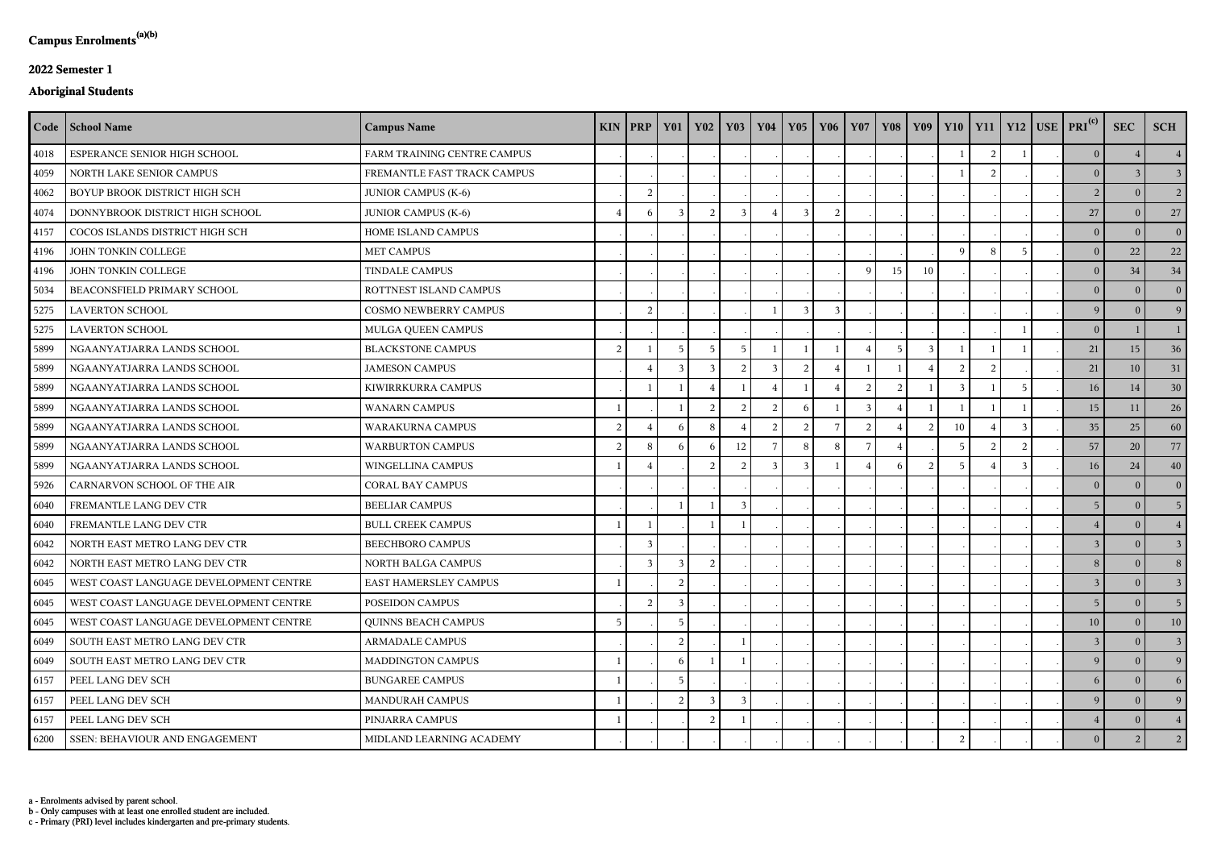**Campus Enrolments[(a)(b)]**

**2022 Semester 1**

**Aboriginal Students**

| Code | School Name | Campus Name | KIN | PRP | Y01 | Y02 | Y03 | Y04 | Y05 | Y06 | Y07 | Y08 | Y09 | Y10 | Y11 | Y12 | USE | PRI[(c)] | SEC | SCH |
|---|---|---|---|---|---|---|---|---|---|---|---|---|---|---|---|---|---|---|---|---|
| 4018 | ESPERANCE SENIOR HIGH SCHOOL | FARM TRAINING CENTRE CAMPUS | . | . | . | . | . | . | . | . | . | . | . | 1 | 2 | 1 | . | 0 | 4 | 4 |
| 4059 | NORTH LAKE SENIOR CAMPUS | FREMANTLE FAST TRACK CAMPUS | . | . | . | . | . | . | . | . | . | . | . | 1 | 2 | . | . | 0 | 3 | 3 |
| 4062 | BOYUP BROOK DISTRICT HIGH SCH | JUNIOR CAMPUS (K-6) | . | 2 | . | . | . | . | . | . | . | . | . | . | . | . | . | 2 | 0 | 2 |
| 4074 | DONNYBROOK DISTRICT HIGH SCHOOL | JUNIOR CAMPUS (K-6) | 4 | 6 | 3 | 2 | 3 | 4 | 3 | 2 | . | . | . | . | . | . | . | 27 | 0 | 27 |
| 4157 | COCOS ISLANDS DISTRICT HIGH SCH | HOME ISLAND CAMPUS | . | . | . | . | . | . | . | . | . | . | . | . | . | . | . | 0 | 0 | 0 |
| 4196 | JOHN TONKIN COLLEGE | MET CAMPUS | . | . | . | . | . | . | . | . | . | . | . | 9 | 8 | 5 | . | 0 | 22 | 22 |
| 4196 | JOHN TONKIN COLLEGE | TINDALE CAMPUS | . | . | . | . | . | . | . | . | 9 | 15 | 10 | . | . | . | . | 0 | 34 | 34 |
| 5034 | BEACONSFIELD PRIMARY SCHOOL | ROTTNEST ISLAND CAMPUS | . | . | . | . | . | . | . | . | . | . | . | . | . | . | . | 0 | 0 | 0 |
| 5275 | LAVERTON SCHOOL | COSMO NEWBERRY CAMPUS | . | 2 | . | . | . | 1 | 3 | 3 | . | . | . | . | . | . | . | 9 | 0 | 9 |
| 5275 | LAVERTON SCHOOL | MULGA QUEEN CAMPUS | . | . | . | . | . | . | . | . | . | . | . | . | . | 1 | . | 0 | 1 | 1 |
| 5899 | NGAANYATJARRA LANDS SCHOOL | BLACKSTONE CAMPUS | 2 | 1 | 5 | 5 | 5 | 1 | 1 | 1 | 4 | 5 | 3 | 1 | 1 | 1 | . | 21 | 15 | 36 |
| 5899 | NGAANYATJARRA LANDS SCHOOL | JAMESON CAMPUS | . | 4 | 3 | 3 | 2 | 3 | 2 | 4 | 1 | 1 | 4 | 2 | 2 | . | . | 21 | 10 | 31 |
| 5899 | NGAANYATJARRA LANDS SCHOOL | KIWIRRKURRA CAMPUS | . | 1 | 1 | 4 | 1 | 4 | 1 | 4 | 2 | 2 | 1 | 3 | 1 | 5 | . | 16 | 14 | 30 |
| 5899 | NGAANYATJARRA LANDS SCHOOL | WANARN CAMPUS | 1 | . | 1 | 2 | 2 | 2 | 6 | 1 | 3 | 4 | 1 | 1 | 1 | 1 | . | 15 | 11 | 26 |
| 5899 | NGAANYATJARRA LANDS SCHOOL | WARAKURNA CAMPUS | 2 | 4 | 6 | 8 | 4 | 2 | 2 | 7 | 2 | 4 | 2 | 10 | 4 | 3 | . | 35 | 25 | 60 |
| 5899 | NGAANYATJARRA LANDS SCHOOL | WARBURTON CAMPUS | 2 | 8 | 6 | 6 | 12 | 7 | 8 | 8 | 7 | 4 | . | 5 | 2 | 2 | . | 57 | 20 | 77 |
| 5899 | NGAANYATJARRA LANDS SCHOOL | WINGELLINA CAMPUS | 1 | 4 | . | 2 | 2 | 3 | 3 | 1 | 4 | 6 | 2 | 5 | 4 | 3 | . | 16 | 24 | 40 |
| 5926 | CARNARVON SCHOOL OF THE AIR | CORAL BAY CAMPUS | . | . | . | . | . | . | . | . | . | . | . | . | . | . | . | 0 | 0 | 0 |
| 6040 | FREMANTLE LANG DEV CTR | BEELIAR CAMPUS | . | . | 1 | 1 | 3 | . | . | . | . | . | . | . | . | . | . | 5 | 0 | 5 |
| 6040 | FREMANTLE LANG DEV CTR | BULL CREEK CAMPUS | 1 | 1 | . | 1 | 1 | . | . | . | . | . | . | . | . | . | . | 4 | 0 | 4 |
| 6042 | NORTH EAST METRO LANG DEV CTR | BEECHBORO CAMPUS | . | 3 | . | . | . | . | . | . | . | . | . | . | . | . | . | 3 | 0 | 3 |
| 6042 | NORTH EAST METRO LANG DEV CTR | NORTH BALGA CAMPUS | . | 3 | 3 | 2 | . | . | . | . | . | . | . | . | . | . | . | 8 | 0 | 8 |
| 6045 | WEST COAST LANGUAGE DEVELOPMENT CENTRE | EAST HAMERSLEY CAMPUS | 1 | . | 2 | . | . | . | . | . | . | . | . | . | . | . | . | 3 | 0 | 3 |
| 6045 | WEST COAST LANGUAGE DEVELOPMENT CENTRE | POSEIDON CAMPUS | . | 2 | 3 | . | . | . | . | . | . | . | . | . | . | . | . | 5 | 0 | 5 |
| 6045 | WEST COAST LANGUAGE DEVELOPMENT CENTRE | QUINNS BEACH CAMPUS | 5 | . | 5 | . | . | . | . | . | . | . | . | . | . | . | . | 10 | 0 | 10 |
| 6049 | SOUTH EAST METRO LANG DEV CTR | ARMADALE CAMPUS | . | . | 2 | . | 1 | . | . | . | . | . | . | . | . | . | . | 3 | 0 | 3 |
| 6049 | SOUTH EAST METRO LANG DEV CTR | MADDINGTON CAMPUS | 1 | . | 6 | 1 | 1 | . | . | . | . | . | . | . | . | . | . | 9 | 0 | 9 |
| 6157 | PEEL LANG DEV SCH | BUNGAREE CAMPUS | 1 | . | 5 | . | . | . | . | . | . | . | . | . | . | . | . | 6 | 0 | 6 |
| 6157 | PEEL LANG DEV SCH | MANDURAH CAMPUS | 1 | . | 2 | 3 | 3 | . | . | . | . | . | . | . | . | . | . | 9 | 0 | 9 |
| 6157 | PEEL LANG DEV SCH | PINJARRA CAMPUS | 1 | . | . | 2 | 1 | . | . | . | . | . | . | . | . | . | . | 4 | 0 | 4 |
| 6200 | SSEN: BEHAVIOUR AND ENGAGEMENT | MIDLAND LEARNING ACADEMY | . | . | . | . | . | . | . | . | . | . | . | 2 | . | . | . | 0 | 2 | 2 |

a - Enrolments advised by parent school.
b - Only campuses with at least one enrolled student are included.
c - Primary (PRI) level includes kindergarten and pre-primary students.